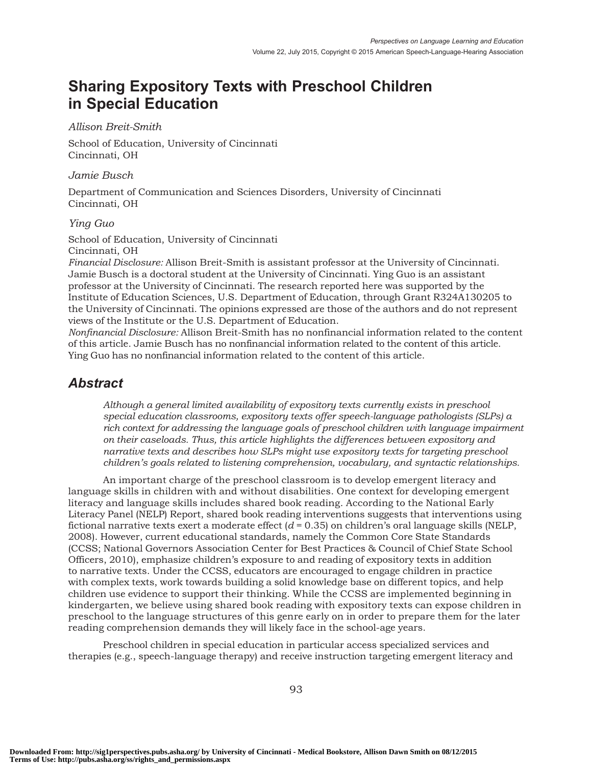# Sharing Expository Texts with Preschool Children in Special Education

*Allison Breit-Smith*

School of Education, University of Cincinnati
Cincinnati, OH

*Jamie Busch*

Department of Communication and Sciences Disorders, University of Cincinnati
Cincinnati, OH

*Ying Guo*

School of Education, University of Cincinnati
Cincinnati, OH

*Financial Disclosure:* Allison Breit-Smith is assistant professor at the University of Cincinnati. Jamie Busch is a doctoral student at the University of Cincinnati. Ying Guo is an assistant professor at the University of Cincinnati. The research reported here was supported by the Institute of Education Sciences, U.S. Department of Education, through Grant R324A130205 to the University of Cincinnati. The opinions expressed are those of the authors and do not represent views of the Institute or the U.S. Department of Education.

*Nonfinancial Disclosure:* Allison Breit-Smith has no nonfinancial information related to the content of this article. Jamie Busch has no nonfinancial information related to the content of this article. Ying Guo has no nonfinancial information related to the content of this article.

## Abstract

*Although a general limited availability of expository texts currently exists in preschool special education classrooms, expository texts offer speech-language pathologists (SLPs) a rich context for addressing the language goals of preschool children with language impairment on their caseloads. Thus, this article highlights the differences between expository and narrative texts and describes how SLPs might use expository texts for targeting preschool children's goals related to listening comprehension, vocabulary, and syntactic relationships.*

An important charge of the preschool classroom is to develop emergent literacy and language skills in children with and without disabilities. One context for developing emergent literacy and language skills includes shared book reading. According to the National Early Literacy Panel (NELP) Report, shared book reading interventions suggests that interventions using fictional narrative texts exert a moderate effect ($d = 0.35$) on children's oral language skills (NELP, 2008). However, current educational standards, namely the Common Core State Standards (CCSS; National Governors Association Center for Best Practices & Council of Chief State School Officers, 2010), emphasize children's exposure to and reading of expository texts in addition to narrative texts. Under the CCSS, educators are encouraged to engage children in practice with complex texts, work towards building a solid knowledge base on different topics, and help children use evidence to support their thinking. While the CCSS are implemented beginning in kindergarten, we believe using shared book reading with expository texts can expose children in preschool to the language structures of this genre early on in order to prepare them for the later reading comprehension demands they will likely face in the school-age years.

Preschool children in special education in particular access specialized services and therapies (e.g., speech-language therapy) and receive instruction targeting emergent literacy and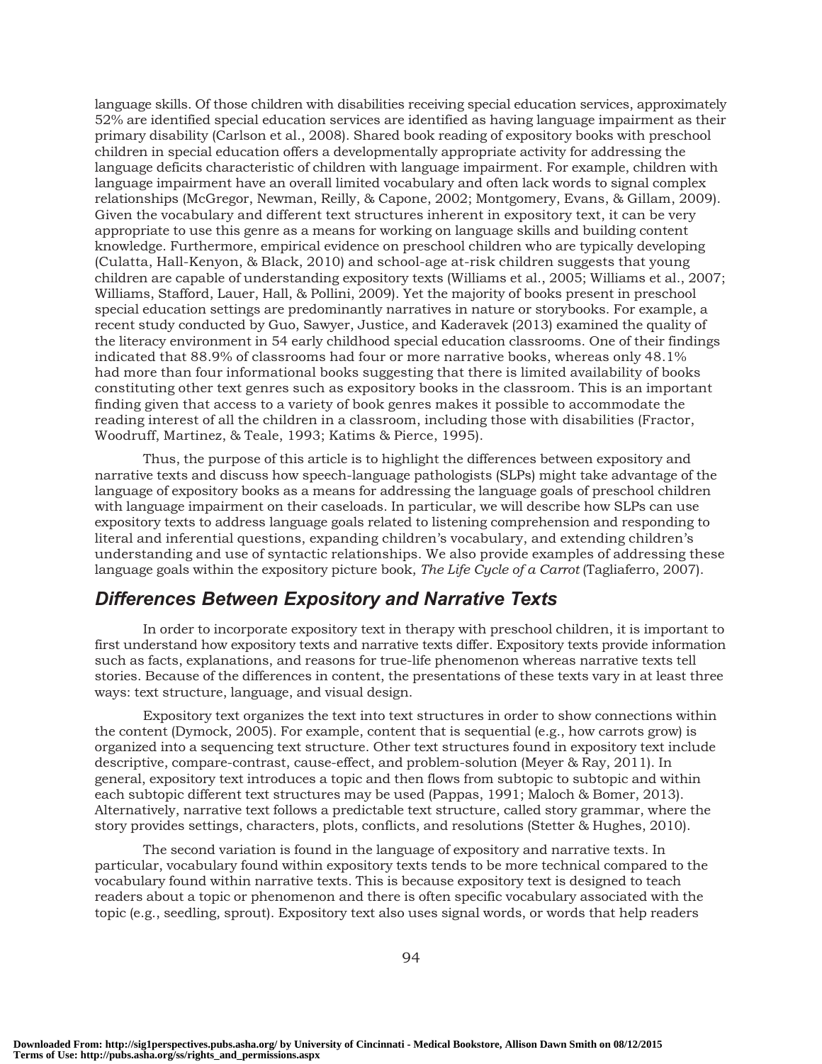language skills. Of those children with disabilities receiving special education services, approximately 52% are identified special education services are identified as having language impairment as their primary disability (Carlson et al., 2008). Shared book reading of expository books with preschool children in special education offers a developmentally appropriate activity for addressing the language deficits characteristic of children with language impairment. For example, children with language impairment have an overall limited vocabulary and often lack words to signal complex relationships (McGregor, Newman, Reilly, & Capone, 2002; Montgomery, Evans, & Gillam, 2009). Given the vocabulary and different text structures inherent in expository text, it can be very appropriate to use this genre as a means for working on language skills and building content knowledge. Furthermore, empirical evidence on preschool children who are typically developing (Culatta, Hall-Kenyon, & Black, 2010) and school-age at-risk children suggests that young children are capable of understanding expository texts (Williams et al., 2005; Williams et al., 2007; Williams, Stafford, Lauer, Hall, & Pollini, 2009). Yet the majority of books present in preschool special education settings are predominantly narratives in nature or storybooks. For example, a recent study conducted by Guo, Sawyer, Justice, and Kaderavek (2013) examined the quality of the literacy environment in 54 early childhood special education classrooms. One of their findings indicated that 88.9% of classrooms had four or more narrative books, whereas only 48.1% had more than four informational books suggesting that there is limited availability of books constituting other text genres such as expository books in the classroom. This is an important finding given that access to a variety of book genres makes it possible to accommodate the reading interest of all the children in a classroom, including those with disabilities (Fractor, Woodruff, Martinez, & Teale, 1993; Katims & Pierce, 1995).

Thus, the purpose of this article is to highlight the differences between expository and narrative texts and discuss how speech-language pathologists (SLPs) might take advantage of the language of expository books as a means for addressing the language goals of preschool children with language impairment on their caseloads. In particular, we will describe how SLPs can use expository texts to address language goals related to listening comprehension and responding to literal and inferential questions, expanding children's vocabulary, and extending children's understanding and use of syntactic relationships. We also provide examples of addressing these language goals within the expository picture book, *The Life Cycle of a Carrot* (Tagliaferro, 2007).

## Differences Between Expository and Narrative Texts

In order to incorporate expository text in therapy with preschool children, it is important to first understand how expository texts and narrative texts differ. Expository texts provide information such as facts, explanations, and reasons for true-life phenomenon whereas narrative texts tell stories. Because of the differences in content, the presentations of these texts vary in at least three ways: text structure, language, and visual design.

Expository text organizes the text into text structures in order to show connections within the content (Dymock, 2005). For example, content that is sequential (e.g., how carrots grow) is organized into a sequencing text structure. Other text structures found in expository text include descriptive, compare-contrast, cause-effect, and problem-solution (Meyer & Ray, 2011). In general, expository text introduces a topic and then flows from subtopic to subtopic and within each subtopic different text structures may be used (Pappas, 1991; Maloch & Bomer, 2013). Alternatively, narrative text follows a predictable text structure, called story grammar, where the story provides settings, characters, plots, conflicts, and resolutions (Stetter & Hughes, 2010).

The second variation is found in the language of expository and narrative texts. In particular, vocabulary found within expository texts tends to be more technical compared to the vocabulary found within narrative texts. This is because expository text is designed to teach readers about a topic or phenomenon and there is often specific vocabulary associated with the topic (e.g., seedling, sprout). Expository text also uses signal words, or words that help readers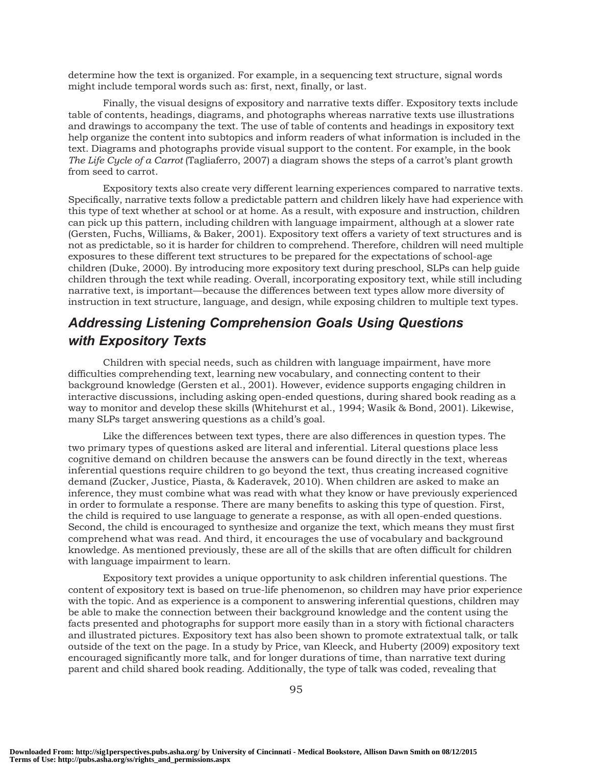determine how the text is organized. For example, in a sequencing text structure, signal words might include temporal words such as: first, next, finally, or last.

Finally, the visual designs of expository and narrative texts differ. Expository texts include table of contents, headings, diagrams, and photographs whereas narrative texts use illustrations and drawings to accompany the text. The use of table of contents and headings in expository text help organize the content into subtopics and inform readers of what information is included in the text. Diagrams and photographs provide visual support to the content. For example, in the book *The Life Cycle of a Carrot* (Tagliaferro, 2007) a diagram shows the steps of a carrot's plant growth from seed to carrot.

Expository texts also create very different learning experiences compared to narrative texts. Specifically, narrative texts follow a predictable pattern and children likely have had experience with this type of text whether at school or at home. As a result, with exposure and instruction, children can pick up this pattern, including children with language impairment, although at a slower rate (Gersten, Fuchs, Williams, & Baker, 2001). Expository text offers a variety of text structures and is not as predictable, so it is harder for children to comprehend. Therefore, children will need multiple exposures to these different text structures to be prepared for the expectations of school-age children (Duke, 2000). By introducing more expository text during preschool, SLPs can help guide children through the text while reading. Overall, incorporating expository text, while still including narrative text, is important—because the differences between text types allow more diversity of instruction in text structure, language, and design, while exposing children to multiple text types.

## Addressing Listening Comprehension Goals Using Questions with Expository Texts

Children with special needs, such as children with language impairment, have more difficulties comprehending text, learning new vocabulary, and connecting content to their background knowledge (Gersten et al., 2001). However, evidence supports engaging children in interactive discussions, including asking open-ended questions, during shared book reading as a way to monitor and develop these skills (Whitehurst et al., 1994; Wasik & Bond, 2001). Likewise, many SLPs target answering questions as a child's goal.

Like the differences between text types, there are also differences in question types. The two primary types of questions asked are literal and inferential. Literal questions place less cognitive demand on children because the answers can be found directly in the text, whereas inferential questions require children to go beyond the text, thus creating increased cognitive demand (Zucker, Justice, Piasta, & Kaderavek, 2010). When children are asked to make an inference, they must combine what was read with what they know or have previously experienced in order to formulate a response. There are many benefits to asking this type of question. First, the child is required to use language to generate a response, as with all open-ended questions. Second, the child is encouraged to synthesize and organize the text, which means they must first comprehend what was read. And third, it encourages the use of vocabulary and background knowledge. As mentioned previously, these are all of the skills that are often difficult for children with language impairment to learn.

Expository text provides a unique opportunity to ask children inferential questions. The content of expository text is based on true-life phenomenon, so children may have prior experience with the topic. And as experience is a component to answering inferential questions, children may be able to make the connection between their background knowledge and the content using the facts presented and photographs for support more easily than in a story with fictional characters and illustrated pictures. Expository text has also been shown to promote extratextual talk, or talk outside of the text on the page. In a study by Price, van Kleeck, and Huberty (2009) expository text encouraged significantly more talk, and for longer durations of time, than narrative text during parent and child shared book reading. Additionally, the type of talk was coded, revealing that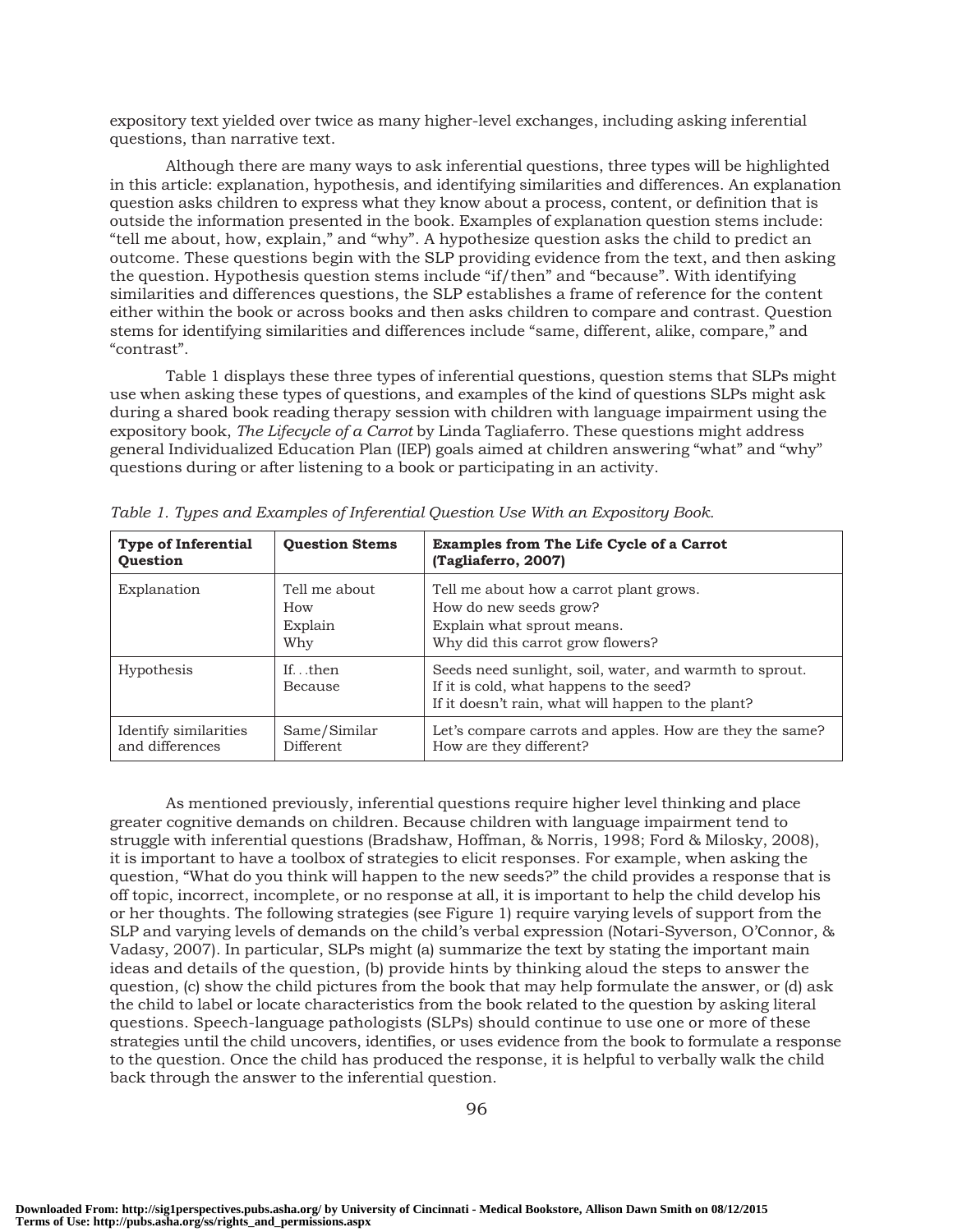expository text yielded over twice as many higher-level exchanges, including asking inferential questions, than narrative text.

Although there are many ways to ask inferential questions, three types will be highlighted in this article: explanation, hypothesis, and identifying similarities and differences. An explanation question asks children to express what they know about a process, content, or definition that is outside the information presented in the book. Examples of explanation question stems include: "tell me about, how, explain," and "why". A hypothesize question asks the child to predict an outcome. These questions begin with the SLP providing evidence from the text, and then asking the question. Hypothesis question stems include "if/then" and "because". With identifying similarities and differences questions, the SLP establishes a frame of reference for the content either within the book or across books and then asks children to compare and contrast. Question stems for identifying similarities and differences include "same, different, alike, compare," and "contrast".

Table 1 displays these three types of inferential questions, question stems that SLPs might use when asking these types of questions, and examples of the kind of questions SLPs might ask during a shared book reading therapy session with children with language impairment using the expository book, *The Lifecycle of a Carrot* by Linda Tagliaferro. These questions might address general Individualized Education Plan (IEP) goals aimed at children answering "what" and "why" questions during or after listening to a book or participating in an activity.

*Table 1. Types and Examples of Inferential Question Use With an Expository Book.*

| **Type of Inferential Question** | **Question Stems** | **Examples from The Life Cycle of a Carrot (Tagliaferro, 2007)** |
|---|---|---|
| Explanation | Tell me about<br>How<br>Explain<br>Why | Tell me about how a carrot plant grows.<br>How do new seeds grow?<br>Explain what sprout means.<br>Why did this carrot grow flowers? |
| Hypothesis | If…then<br>Because | Seeds need sunlight, soil, water, and warmth to sprout.<br>If it is cold, what happens to the seed?<br>If it doesn't rain, what will happen to the plant? |
| Identify similarities and differences | Same/Similar<br>Different | Let's compare carrots and apples. How are they the same?<br>How are they different? |

As mentioned previously, inferential questions require higher level thinking and place greater cognitive demands on children. Because children with language impairment tend to struggle with inferential questions (Bradshaw, Hoffman, & Norris, 1998; Ford & Milosky, 2008), it is important to have a toolbox of strategies to elicit responses. For example, when asking the question, "What do you think will happen to the new seeds?" the child provides a response that is off topic, incorrect, incomplete, or no response at all, it is important to help the child develop his or her thoughts. The following strategies (see Figure 1) require varying levels of support from the SLP and varying levels of demands on the child's verbal expression (Notari-Syverson, O'Connor, & Vadasy, 2007). In particular, SLPs might (a) summarize the text by stating the important main ideas and details of the question, (b) provide hints by thinking aloud the steps to answer the question, (c) show the child pictures from the book that may help formulate the answer, or (d) ask the child to label or locate characteristics from the book related to the question by asking literal questions. Speech-language pathologists (SLPs) should continue to use one or more of these strategies until the child uncovers, identifies, or uses evidence from the book to formulate a response to the question. Once the child has produced the response, it is helpful to verbally walk the child back through the answer to the inferential question.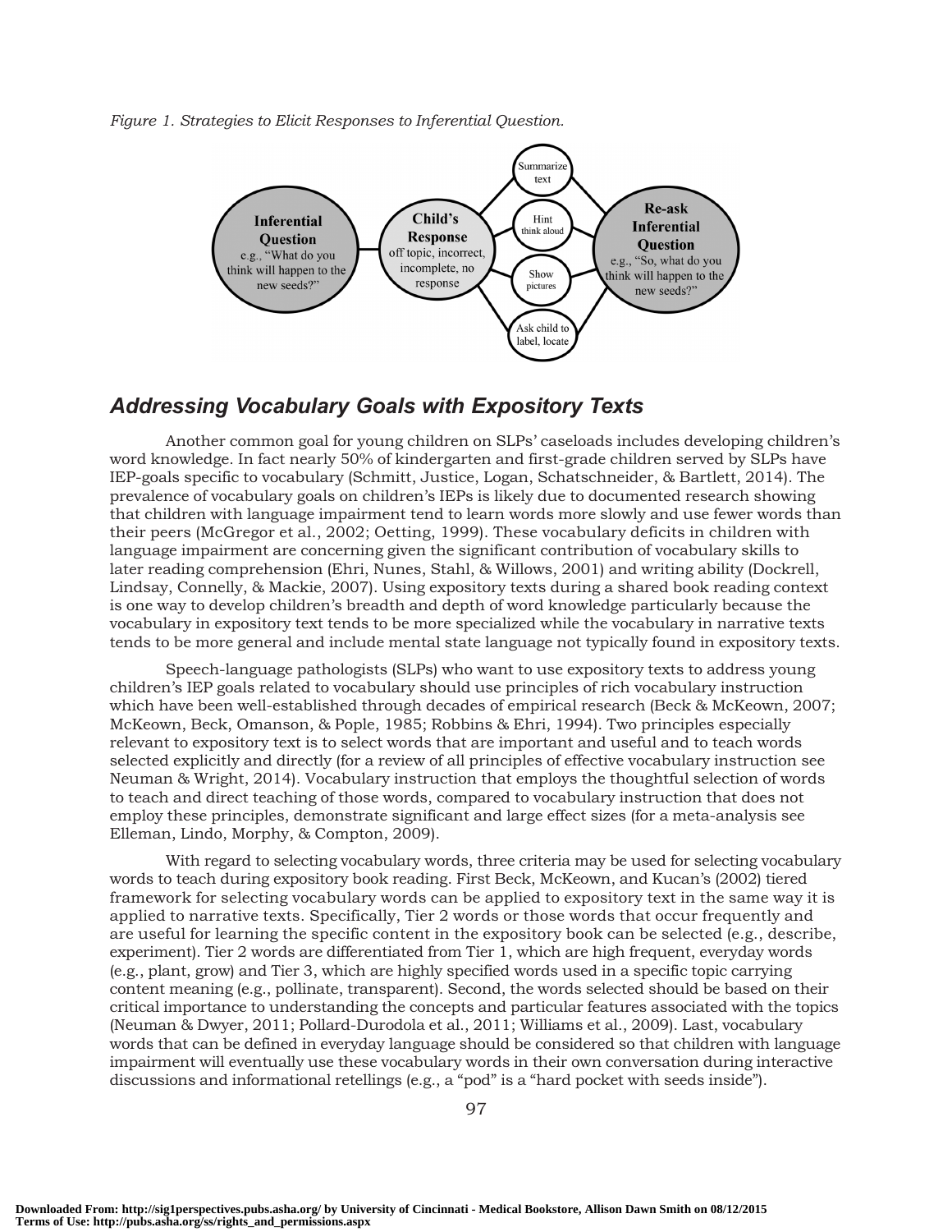*Figure 1. Strategies to Elicit Responses to Inferential Question.*

## *Addressing Vocabulary Goals with Expository Texts*

Another common goal for young children on SLPs' caseloads includes developing children's word knowledge. In fact nearly 50% of kindergarten and first-grade children served by SLPs have IEP-goals specific to vocabulary (Schmitt, Justice, Logan, Schatschneider, & Bartlett, 2014). The prevalence of vocabulary goals on children's IEPs is likely due to documented research showing that children with language impairment tend to learn words more slowly and use fewer words than their peers (McGregor et al., 2002; Oetting, 1999). These vocabulary deficits in children with language impairment are concerning given the significant contribution of vocabulary skills to later reading comprehension (Ehri, Nunes, Stahl, & Willows, 2001) and writing ability (Dockrell, Lindsay, Connelly, & Mackie, 2007). Using expository texts during a shared book reading context is one way to develop children's breadth and depth of word knowledge particularly because the vocabulary in expository text tends to be more specialized while the vocabulary in narrative texts tends to be more general and include mental state language not typically found in expository texts.

Speech-language pathologists (SLPs) who want to use expository texts to address young children's IEP goals related to vocabulary should use principles of rich vocabulary instruction which have been well-established through decades of empirical research (Beck & McKeown, 2007; McKeown, Beck, Omanson, & Pople, 1985; Robbins & Ehri, 1994). Two principles especially relevant to expository text is to select words that are important and useful and to teach words selected explicitly and directly (for a review of all principles of effective vocabulary instruction see Neuman & Wright, 2014). Vocabulary instruction that employs the thoughtful selection of words to teach and direct teaching of those words, compared to vocabulary instruction that does not employ these principles, demonstrate significant and large effect sizes (for a meta-analysis see Elleman, Lindo, Morphy, & Compton, 2009).

With regard to selecting vocabulary words, three criteria may be used for selecting vocabulary words to teach during expository book reading. First Beck, McKeown, and Kucan's (2002) tiered framework for selecting vocabulary words can be applied to expository text in the same way it is applied to narrative texts. Specifically, Tier 2 words or those words that occur frequently and are useful for learning the specific content in the expository book can be selected (e.g., describe, experiment). Tier 2 words are differentiated from Tier 1, which are high frequent, everyday words (e.g., plant, grow) and Tier 3, which are highly specified words used in a specific topic carrying content meaning (e.g., pollinate, transparent). Second, the words selected should be based on their critical importance to understanding the concepts and particular features associated with the topics (Neuman & Dwyer, 2011; Pollard-Durodola et al., 2011; Williams et al., 2009). Last, vocabulary words that can be defined in everyday language should be considered so that children with language impairment will eventually use these vocabulary words in their own conversation during interactive discussions and informational retellings (e.g., a "pod" is a "hard pocket with seeds inside").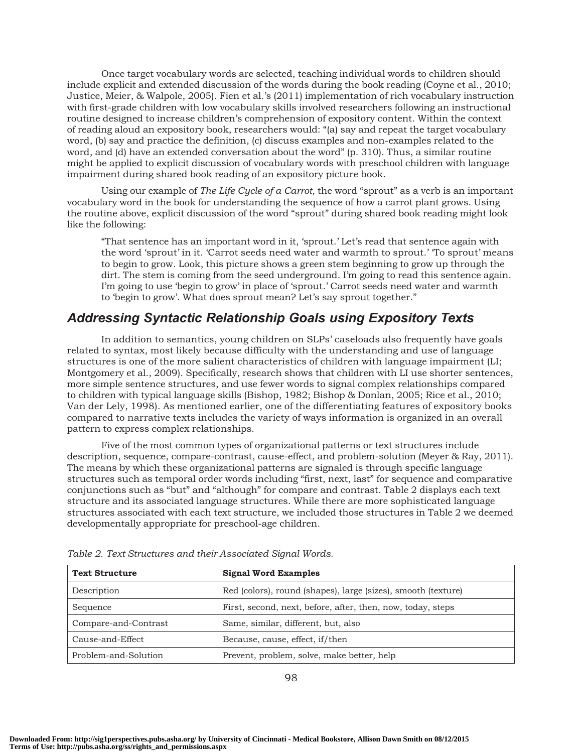Once target vocabulary words are selected, teaching individual words to children should include explicit and extended discussion of the words during the book reading (Coyne et al., 2010; Justice, Meier, & Walpole, 2005). Fien et al.'s (2011) implementation of rich vocabulary instruction with first-grade children with low vocabulary skills involved researchers following an instructional routine designed to increase children's comprehension of expository content. Within the context of reading aloud an expository book, researchers would: "(a) say and repeat the target vocabulary word, (b) say and practice the definition, (c) discuss examples and non-examples related to the word, and (d) have an extended conversation about the word" (p. 310). Thus, a similar routine might be applied to explicit discussion of vocabulary words with preschool children with language impairment during shared book reading of an expository picture book.

Using our example of *The Life Cycle of a Carrot,* the word "sprout" as a verb is an important vocabulary word in the book for understanding the sequence of how a carrot plant grows. Using the routine above, explicit discussion of the word "sprout" during shared book reading might look like the following:

> "That sentence has an important word in it, 'sprout.' Let's read that sentence again with the word 'sprout' in it. 'Carrot seeds need water and warmth to sprout.' 'To sprout' means to begin to grow. Look, this picture shows a green stem beginning to grow up through the dirt. The stem is coming from the seed underground. I'm going to read this sentence again. I'm going to use 'begin to grow' in place of 'sprout.' Carrot seeds need water and warmth to 'begin to grow'. What does sprout mean? Let's say sprout together."

## *Addressing Syntactic Relationship Goals using Expository Texts*

In addition to semantics, young children on SLPs' caseloads also frequently have goals related to syntax, most likely because difficulty with the understanding and use of language structures is one of the more salient characteristics of children with language impairment (LI; Montgomery et al., 2009). Specifically, research shows that children with LI use shorter sentences, more simple sentence structures, and use fewer words to signal complex relationships compared to children with typical language skills (Bishop, 1982; Bishop & Donlan, 2005; Rice et al., 2010; Van der Lely, 1998). As mentioned earlier, one of the differentiating features of expository books compared to narrative texts includes the variety of ways information is organized in an overall pattern to express complex relationships.

Five of the most common types of organizational patterns or text structures include description, sequence, compare-contrast, cause-effect, and problem-solution (Meyer & Ray, 2011). The means by which these organizational patterns are signaled is through specific language structures such as temporal order words including "first, next, last" for sequence and comparative conjunctions such as "but" and "although" for compare and contrast. Table 2 displays each text structure and its associated language structures. While there are more sophisticated language structures associated with each text structure, we included those structures in Table 2 we deemed developmentally appropriate for preschool-age children.

*Table 2. Text Structures and their Associated Signal Words.*

| **Text Structure** | **Signal Word Examples** |
|---|---|
| Description | Red (colors), round (shapes), large (sizes), smooth (texture) |
| Sequence | First, second, next, before, after, then, now, today, steps |
| Compare-and-Contrast | Same, similar, different, but, also |
| Cause-and-Effect | Because, cause, effect, if/then |
| Problem-and-Solution | Prevent, problem, solve, make better, help |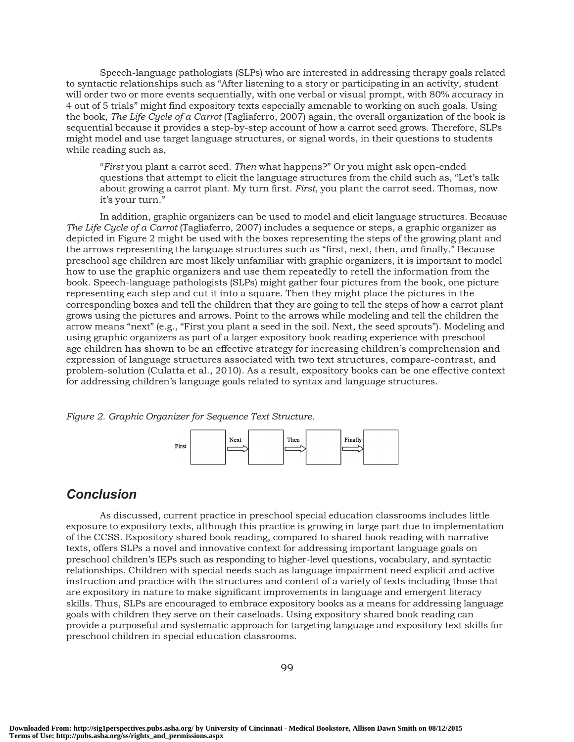Speech-language pathologists (SLPs) who are interested in addressing therapy goals related to syntactic relationships such as "After listening to a story or participating in an activity, student will order two or more events sequentially, with one verbal or visual prompt, with 80% accuracy in 4 out of 5 trials" might find expository texts especially amenable to working on such goals. Using the book, *The Life Cycle of a Carrot* (Tagliaferro, 2007) again, the overall organization of the book is sequential because it provides a step-by-step account of how a carrot seed grows. Therefore, SLPs might model and use target language structures, or signal words, in their questions to students while reading such as,

> "*First* you plant a carrot seed. *Then* what happens?" Or you might ask open-ended questions that attempt to elicit the language structures from the child such as, "Let's talk about growing a carrot plant. My turn first. *First*, you plant the carrot seed. Thomas, now it's your turn."

In addition, graphic organizers can be used to model and elicit language structures. Because *The Life Cycle of a Carrot* (Tagliaferro, 2007) includes a sequence or steps, a graphic organizer as depicted in Figure 2 might be used with the boxes representing the steps of the growing plant and the arrows representing the language structures such as "first, next, then, and finally." Because preschool age children are most likely unfamiliar with graphic organizers, it is important to model how to use the graphic organizers and use them repeatedly to retell the information from the book. Speech-language pathologists (SLPs) might gather four pictures from the book, one picture representing each step and cut it into a square. Then they might place the pictures in the corresponding boxes and tell the children that they are going to tell the steps of how a carrot plant grows using the pictures and arrows. Point to the arrows while modeling and tell the children the arrow means "next" (e.g., "First you plant a seed in the soil. Next, the seed sprouts"). Modeling and using graphic organizers as part of a larger expository book reading experience with preschool age children has shown to be an effective strategy for increasing children's comprehension and expression of language structures associated with two text structures, compare-contrast, and problem-solution (Culatta et al., 2010). As a result, expository books can be one effective context for addressing children's language goals related to syntax and language structures.

*Figure 2. Graphic Organizer for Sequence Text Structure.*

First
Next
Then
Finally

## Conclusion

As discussed, current practice in preschool special education classrooms includes little exposure to expository texts, although this practice is growing in large part due to implementation of the CCSS. Expository shared book reading, compared to shared book reading with narrative texts, offers SLPs a novel and innovative context for addressing important language goals on preschool children's IEPs such as responding to higher-level questions, vocabulary, and syntactic relationships. Children with special needs such as language impairment need explicit and active instruction and practice with the structures and content of a variety of texts including those that are expository in nature to make significant improvements in language and emergent literacy skills. Thus, SLPs are encouraged to embrace expository books as a means for addressing language goals with children they serve on their caseloads. Using expository shared book reading can provide a purposeful and systematic approach for targeting language and expository text skills for preschool children in special education classrooms.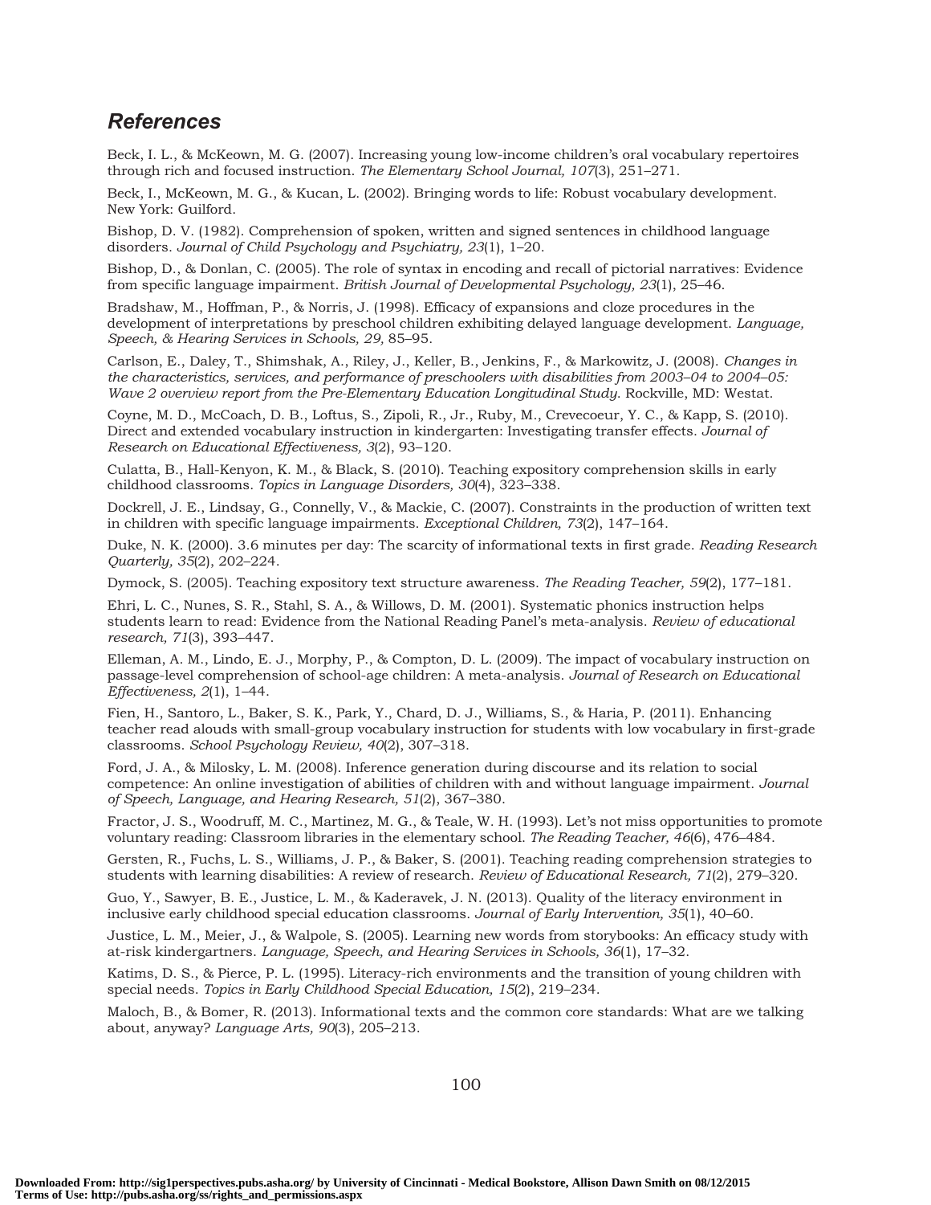## *References*

Beck, I. L., & McKeown, M. G. (2007). Increasing young low-income children's oral vocabulary repertoires through rich and focused instruction. *The Elementary School Journal, 107*(3), 251–271.

Beck, I., McKeown, M. G., & Kucan, L. (2002). Bringing words to life: Robust vocabulary development. New York: Guilford.

Bishop, D. V. (1982). Comprehension of spoken, written and signed sentences in childhood language disorders. *Journal of Child Psychology and Psychiatry, 23*(1), 1–20.

Bishop, D., & Donlan, C. (2005). The role of syntax in encoding and recall of pictorial narratives: Evidence from specific language impairment. *British Journal of Developmental Psychology, 23*(1), 25–46.

Bradshaw, M., Hoffman, P., & Norris, J. (1998). Efficacy of expansions and cloze procedures in the development of interpretations by preschool children exhibiting delayed language development. *Language, Speech, & Hearing Services in Schools, 29,* 85–95.

Carlson, E., Daley, T., Shimshak, A., Riley, J., Keller, B., Jenkins, F., & Markowitz, J. (2008). *Changes in the characteristics, services, and performance of preschoolers with disabilities from 2003–04 to 2004–05: Wave 2 overview report from the Pre-Elementary Education Longitudinal Study.* Rockville, MD: Westat.

Coyne, M. D., McCoach, D. B., Loftus, S., Zipoli, R., Jr., Ruby, M., Crevecoeur, Y. C., & Kapp, S. (2010). Direct and extended vocabulary instruction in kindergarten: Investigating transfer effects. *Journal of Research on Educational Effectiveness, 3*(2), 93–120.

Culatta, B., Hall-Kenyon, K. M., & Black, S. (2010). Teaching expository comprehension skills in early childhood classrooms. *Topics in Language Disorders, 30*(4), 323–338.

Dockrell, J. E., Lindsay, G., Connelly, V., & Mackie, C. (2007). Constraints in the production of written text in children with specific language impairments. *Exceptional Children, 73*(2), 147–164.

Duke, N. K. (2000). 3.6 minutes per day: The scarcity of informational texts in first grade. *Reading Research Quarterly, 35*(2), 202–224.

Dymock, S. (2005). Teaching expository text structure awareness. *The Reading Teacher, 59*(2), 177–181.

Ehri, L. C., Nunes, S. R., Stahl, S. A., & Willows, D. M. (2001). Systematic phonics instruction helps students learn to read: Evidence from the National Reading Panel's meta-analysis. *Review of educational research, 71*(3), 393–447.

Elleman, A. M., Lindo, E. J., Morphy, P., & Compton, D. L. (2009). The impact of vocabulary instruction on passage-level comprehension of school-age children: A meta-analysis. *Journal of Research on Educational Effectiveness, 2*(1), 1–44.

Fien, H., Santoro, L., Baker, S. K., Park, Y., Chard, D. J., Williams, S., & Haria, P. (2011). Enhancing teacher read alouds with small-group vocabulary instruction for students with low vocabulary in first-grade classrooms. *School Psychology Review, 40*(2), 307–318.

Ford, J. A., & Milosky, L. M. (2008). Inference generation during discourse and its relation to social competence: An online investigation of abilities of children with and without language impairment. *Journal of Speech, Language, and Hearing Research, 51*(2), 367–380.

Fractor, J. S., Woodruff, M. C., Martinez, M. G., & Teale, W. H. (1993). Let's not miss opportunities to promote voluntary reading: Classroom libraries in the elementary school. *The Reading Teacher, 46*(6), 476–484.

Gersten, R., Fuchs, L. S., Williams, J. P., & Baker, S. (2001). Teaching reading comprehension strategies to students with learning disabilities: A review of research. *Review of Educational Research, 71*(2), 279–320.

Guo, Y., Sawyer, B. E., Justice, L. M., & Kaderavek, J. N. (2013). Quality of the literacy environment in inclusive early childhood special education classrooms. *Journal of Early Intervention, 35*(1), 40–60.

Justice, L. M., Meier, J., & Walpole, S. (2005). Learning new words from storybooks: An efficacy study with at-risk kindergartners. *Language, Speech, and Hearing Services in Schools, 36*(1), 17–32.

Katims, D. S., & Pierce, P. L. (1995). Literacy-rich environments and the transition of young children with special needs. *Topics in Early Childhood Special Education, 15*(2), 219–234.

Maloch, B., & Bomer, R. (2013). Informational texts and the common core standards: What are we talking about, anyway? *Language Arts, 90*(3), 205–213.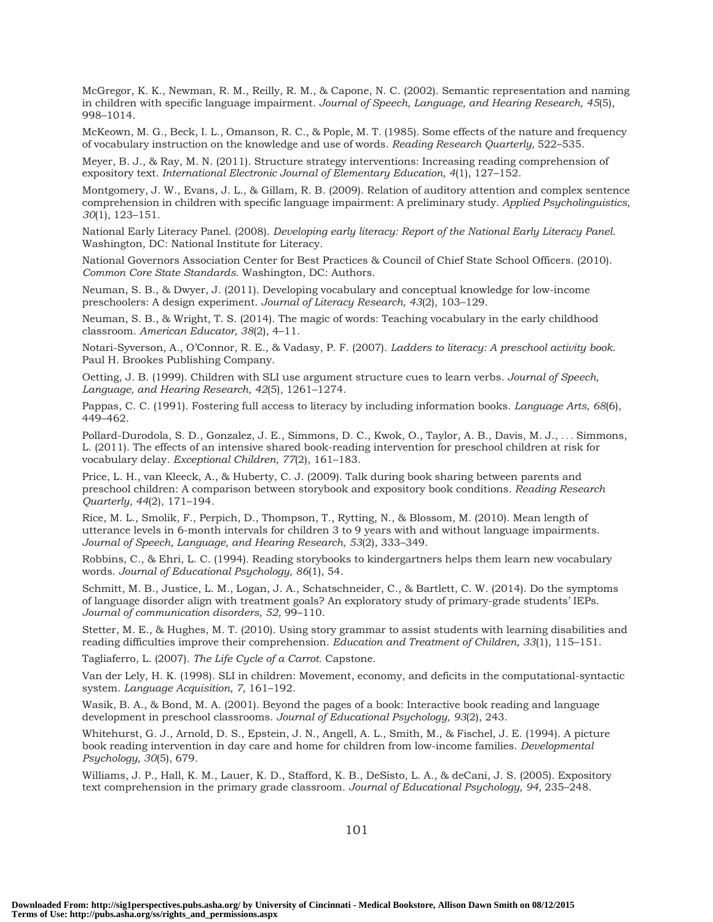McGregor, K. K., Newman, R. M., Reilly, R. M., & Capone, N. C. (2002). Semantic representation and naming in children with specific language impairment. *Journal of Speech, Language, and Hearing Research, 45*(5), 998–1014.

McKeown, M. G., Beck, I. L., Omanson, R. C., & Pople, M. T. (1985). Some effects of the nature and frequency of vocabulary instruction on the knowledge and use of words. *Reading Research Quarterly,* 522–535.

Meyer, B. J., & Ray, M. N. (2011). Structure strategy interventions: Increasing reading comprehension of expository text. *International Electronic Journal of Elementary Education, 4*(1), 127–152.

Montgomery, J. W., Evans, J. L., & Gillam, R. B. (2009). Relation of auditory attention and complex sentence comprehension in children with specific language impairment: A preliminary study. *Applied Psycholinguistics, 30*(1), 123–151.

National Early Literacy Panel. (2008). *Developing early literacy: Report of the National Early Literacy Panel*. Washington, DC: National Institute for Literacy.

National Governors Association Center for Best Practices & Council of Chief State School Officers. (2010). *Common Core State Standards*. Washington, DC: Authors.

Neuman, S. B., & Dwyer, J. (2011). Developing vocabulary and conceptual knowledge for low-income preschoolers: A design experiment. *Journal of Literacy Research, 43*(2), 103–129.

Neuman, S. B., & Wright, T. S. (2014). The magic of words: Teaching vocabulary in the early childhood classroom. *American Educator, 38*(2), 4–11.

Notari-Syverson, A., O'Connor, R. E., & Vadasy, P. F. (2007). *Ladders to literacy: A preschool activity book*. Paul H. Brookes Publishing Company.

Oetting, J. B. (1999). Children with SLI use argument structure cues to learn verbs. *Journal of Speech, Language, and Hearing Research, 42*(5), 1261–1274.

Pappas, C. C. (1991). Fostering full access to literacy by including information books. *Language Arts, 68*(6), 449–462.

Pollard-Durodola, S. D., Gonzalez, J. E., Simmons, D. C., Kwok, O., Taylor, A. B., Davis, M. J., … Simmons, L. (2011). The effects of an intensive shared book-reading intervention for preschool children at risk for vocabulary delay. *Exceptional Children, 77*(2), 161–183.

Price, L. H., van Kleeck, A., & Huberty, C. J. (2009). Talk during book sharing between parents and preschool children: A comparison between storybook and expository book conditions. *Reading Research Quarterly, 44*(2), 171–194.

Rice, M. L., Smolik, F., Perpich, D., Thompson, T., Rytting, N., & Blossom, M. (2010). Mean length of utterance levels in 6-month intervals for children 3 to 9 years with and without language impairments. *Journal of Speech, Language, and Hearing Research, 53*(2), 333–349.

Robbins, C., & Ehri, L. C. (1994). Reading storybooks to kindergartners helps them learn new vocabulary words. *Journal of Educational Psychology, 86*(1), 54.

Schmitt, M. B., Justice, L. M., Logan, J. A., Schatschneider, C., & Bartlett, C. W. (2014). Do the symptoms of language disorder align with treatment goals? An exploratory study of primary-grade students' IEPs. *Journal of communication disorders, 52,* 99–110.

Stetter, M. E., & Hughes, M. T. (2010). Using story grammar to assist students with learning disabilities and reading difficulties improve their comprehension. *Education and Treatment of Children, 33*(1), 115–151.

Tagliaferro, L. (2007). *The Life Cycle of a Carrot.* Capstone.

Van der Lely, H. K. (1998). SLI in children: Movement, economy, and deficits in the computational-syntactic system. *Language Acquisition, 7,* 161–192.

Wasik, B. A., & Bond, M. A. (2001). Beyond the pages of a book: Interactive book reading and language development in preschool classrooms. *Journal of Educational Psychology, 93*(2), 243.

Whitehurst, G. J., Arnold, D. S., Epstein, J. N., Angell, A. L., Smith, M., & Fischel, J. E. (1994). A picture book reading intervention in day care and home for children from low-income families. *Developmental Psychology, 30*(5), 679.

Williams, J. P., Hall, K. M., Lauer, K. D., Stafford, K. B., DeSisto, L. A., & deCani, J. S. (2005). Expository text comprehension in the primary grade classroom. *Journal of Educational Psychology, 94,* 235–248.

**Downloaded From: http://sig1perspectives.pubs.asha.org/ by University of Cincinnati - Medical Bookstore, Allison Dawn Smith on 08/12/2015**
**Terms of Use: http://pubs.asha.org/ss/rights_and_permissions.aspx**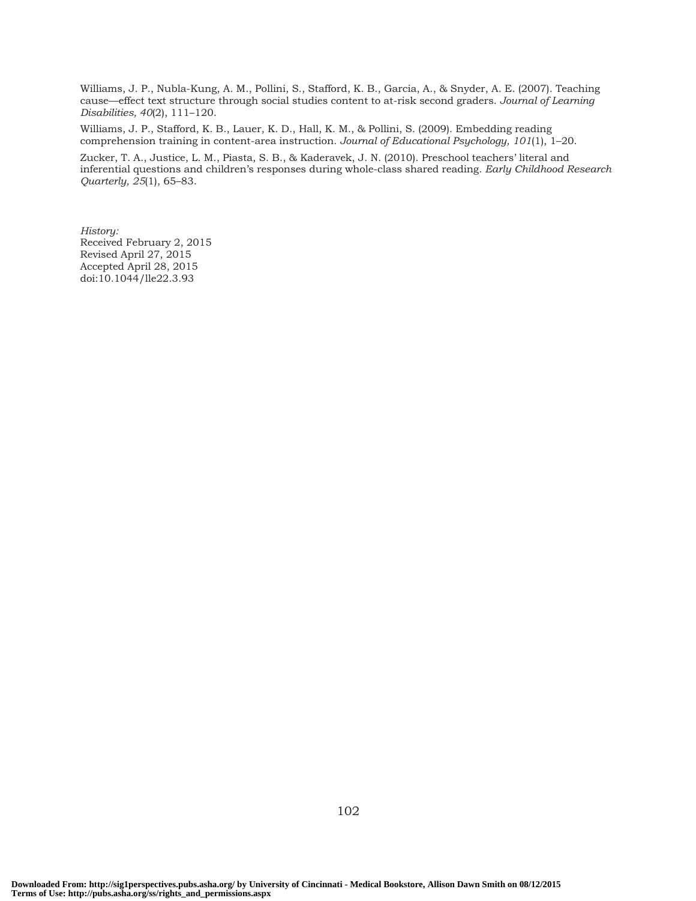Williams, J. P., Nubla-Kung, A. M., Pollini, S., Stafford, K. B., Garcia, A., & Snyder, A. E. (2007). Teaching cause—effect text structure through social studies content to at-risk second graders. *Journal of Learning Disabilities, 40*(2), 111–120.

Williams, J. P., Stafford, K. B., Lauer, K. D., Hall, K. M., & Pollini, S. (2009). Embedding reading comprehension training in content-area instruction. *Journal of Educational Psychology, 101*(1), 1–20.

Zucker, T. A., Justice, L. M., Piasta, S. B., & Kaderavek, J. N. (2010). Preschool teachers' literal and inferential questions and children's responses during whole-class shared reading. *Early Childhood Research Quarterly, 25*(1), 65–83.

*History:*
Received February 2, 2015
Revised April 27, 2015
Accepted April 28, 2015
doi:10.1044/lle22.3.93